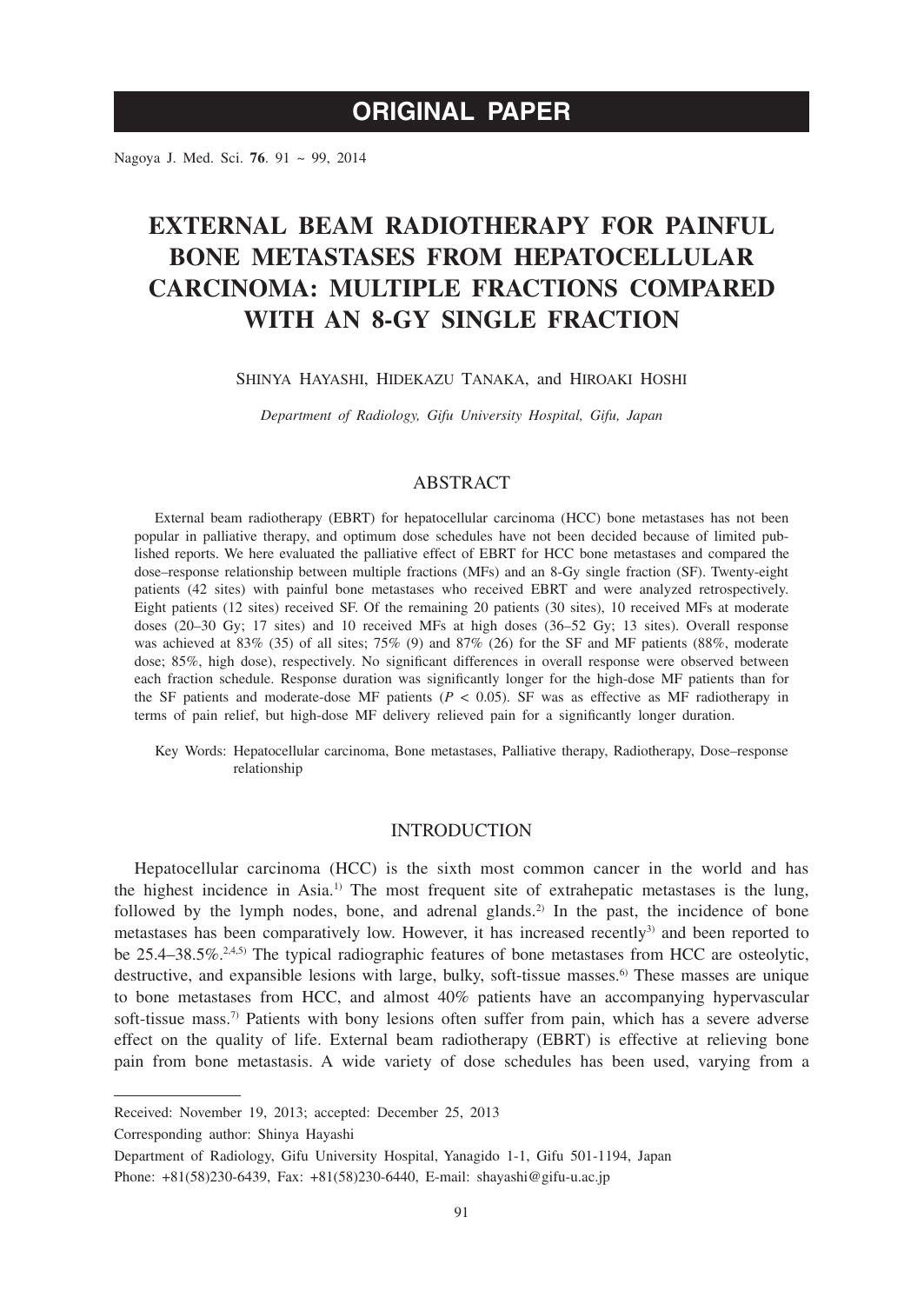ORIGINAL PAPER

# EXTERNAL BEAM RADIOTHERAPY FOR PAINFUL BONE METASTASES FROM HEPATOCELLULAR CARCINOMA: MULTIPLE FRACTIONS COMPARED WITH AN 8-GY SINGLE FRACTION

Shinya Hayashi, Hidekazu Tanaka, and Hiroaki Hoshi

*Department of Radiology, Gifu University Hospital, Gifu, Japan*

## ABSTRACT

External beam radiotherapy (EBRT) for hepatocellular carcinoma (HCC) bone metastases has not been popular in palliative therapy, and optimum dose schedules have not been decided because of limited published reports. We here evaluated the palliative effect of EBRT for HCC bone metastases and compared the dose–response relationship between multiple fractions (MFs) and an 8-Gy single fraction (SF). Twenty-eight patients (42 sites) with painful bone metastases who received EBRT and were analyzed retrospectively. Eight patients (12 sites) received SF. Of the remaining 20 patients (30 sites), 10 received MFs at moderate doses (20–30 Gy; 17 sites) and 10 received MFs at high doses (36–52 Gy; 13 sites). Overall response was achieved at 83% (35) of all sites; 75% (9) and 87% (26) for the SF and MF patients (88%, moderate dose; 85%, high dose), respectively. No significant differences in overall response were observed between each fraction schedule. Response duration was significantly longer for the high-dose MF patients than for the SF patients and moderate-dose MF patients ($P < 0.05$). SF was as effective as MF radiotherapy in terms of pain relief, but high-dose MF delivery relieved pain for a significantly longer duration.

Key Words: Hepatocellular carcinoma, Bone metastases, Palliative therapy, Radiotherapy, Dose–response relationship

## INTRODUCTION

Hepatocellular carcinoma (HCC) is the sixth most common cancer in the world and has the highest incidence in Asia.[1] The most frequent site of extrahepatic metastases is the lung, followed by the lymph nodes, bone, and adrenal glands.[2] In the past, the incidence of bone metastases has been comparatively low. However, it has increased recently[3] and been reported to be 25.4–38.5%.[2,4,5] The typical radiographic features of bone metastases from HCC are osteolytic, destructive, and expansible lesions with large, bulky, soft-tissue masses.[6] These masses are unique to bone metastases from HCC, and almost 40% patients have an accompanying hypervascular soft-tissue mass.[7] Patients with bony lesions often suffer from pain, which has a severe adverse effect on the quality of life. External beam radiotherapy (EBRT) is effective at relieving bone pain from bone metastasis. A wide variety of dose schedules has been used, varying from a

---

Received: November 19, 2013; accepted: December 25, 2013

Corresponding author: Shinya Hayashi

Department of Radiology, Gifu University Hospital, Yanagido 1-1, Gifu 501-1194, Japan

Phone: +81(58)230-6439, Fax: +81(58)230-6440, E-mail: shayashi@gifu-u.ac.jp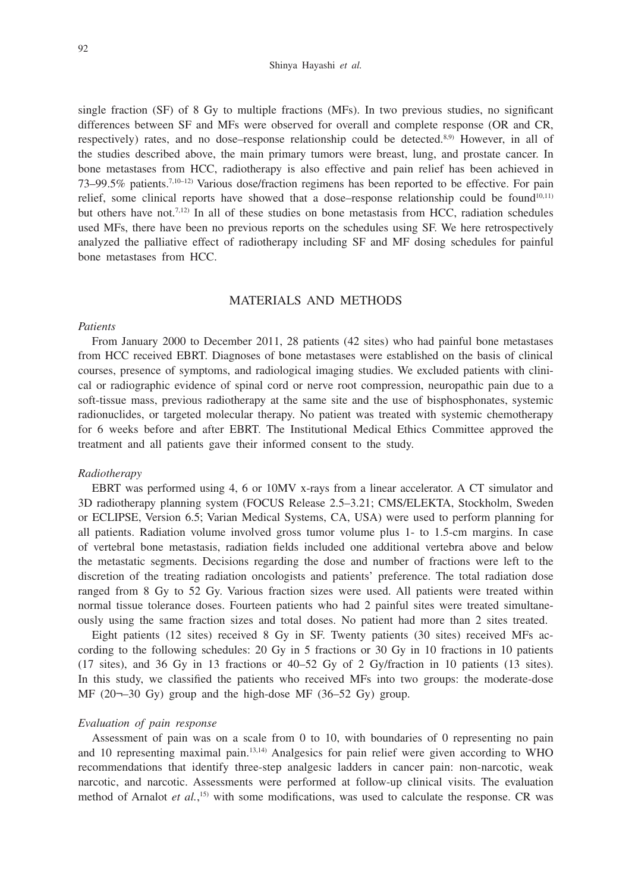single fraction (SF) of 8 Gy to multiple fractions (MFs). In two previous studies, no significant differences between SF and MFs were observed for overall and complete response (OR and CR, respectively) rates, and no dose–response relationship could be detected.[8,9] However, in all of the studies described above, the main primary tumors were breast, lung, and prostate cancer. In bone metastases from HCC, radiotherapy is also effective and pain relief has been achieved in 73–99.5% patients.[7,10–12] Various dose/fraction regimens has been reported to be effective. For pain relief, some clinical reports have showed that a dose–response relationship could be found[10,11] but others have not.[7,12] In all of these studies on bone metastasis from HCC, radiation schedules used MFs, there have been no previous reports on the schedules using SF. We here retrospectively analyzed the palliative effect of radiotherapy including SF and MF dosing schedules for painful bone metastases from HCC.

## MATERIALS AND METHODS

### *Patients*

From January 2000 to December 2011, 28 patients (42 sites) who had painful bone metastases from HCC received EBRT. Diagnoses of bone metastases were established on the basis of clinical courses, presence of symptoms, and radiological imaging studies. We excluded patients with clinical or radiographic evidence of spinal cord or nerve root compression, neuropathic pain due to a soft-tissue mass, previous radiotherapy at the same site and the use of bisphosphonates, systemic radionuclides, or targeted molecular therapy. No patient was treated with systemic chemotherapy for 6 weeks before and after EBRT. The Institutional Medical Ethics Committee approved the treatment and all patients gave their informed consent to the study.

### *Radiotherapy*

EBRT was performed using 4, 6 or 10MV x-rays from a linear accelerator. A CT simulator and 3D radiotherapy planning system (FOCUS Release 2.5–3.21; CMS/ELEKTA, Stockholm, Sweden or ECLIPSE, Version 6.5; Varian Medical Systems, CA, USA) were used to perform planning for all patients. Radiation volume involved gross tumor volume plus 1- to 1.5-cm margins. In case of vertebral bone metastasis, radiation fields included one additional vertebra above and below the metastatic segments. Decisions regarding the dose and number of fractions were left to the discretion of the treating radiation oncologists and patients' preference. The total radiation dose ranged from 8 Gy to 52 Gy. Various fraction sizes were used. All patients were treated within normal tissue tolerance doses. Fourteen patients who had 2 painful sites were treated simultaneously using the same fraction sizes and total doses. No patient had more than 2 sites treated.

Eight patients (12 sites) received 8 Gy in SF. Twenty patients (30 sites) received MFs according to the following schedules: 20 Gy in 5 fractions or 30 Gy in 10 fractions in 10 patients (17 sites), and 36 Gy in 13 fractions or 40–52 Gy of 2 Gy/fraction in 10 patients (13 sites). In this study, we classified the patients who received MFs into two groups: the moderate-dose MF (20¬–30 Gy) group and the high-dose MF (36–52 Gy) group.

### *Evaluation of pain response*

Assessment of pain was on a scale from 0 to 10, with boundaries of 0 representing no pain and 10 representing maximal pain.[13,14] Analgesics for pain relief were given according to WHO recommendations that identify three-step analgesic ladders in cancer pain: non-narcotic, weak narcotic, and narcotic. Assessments were performed at follow-up clinical visits. The evaluation method of Arnalot *et al.*,[15] with some modifications, was used to calculate the response. CR was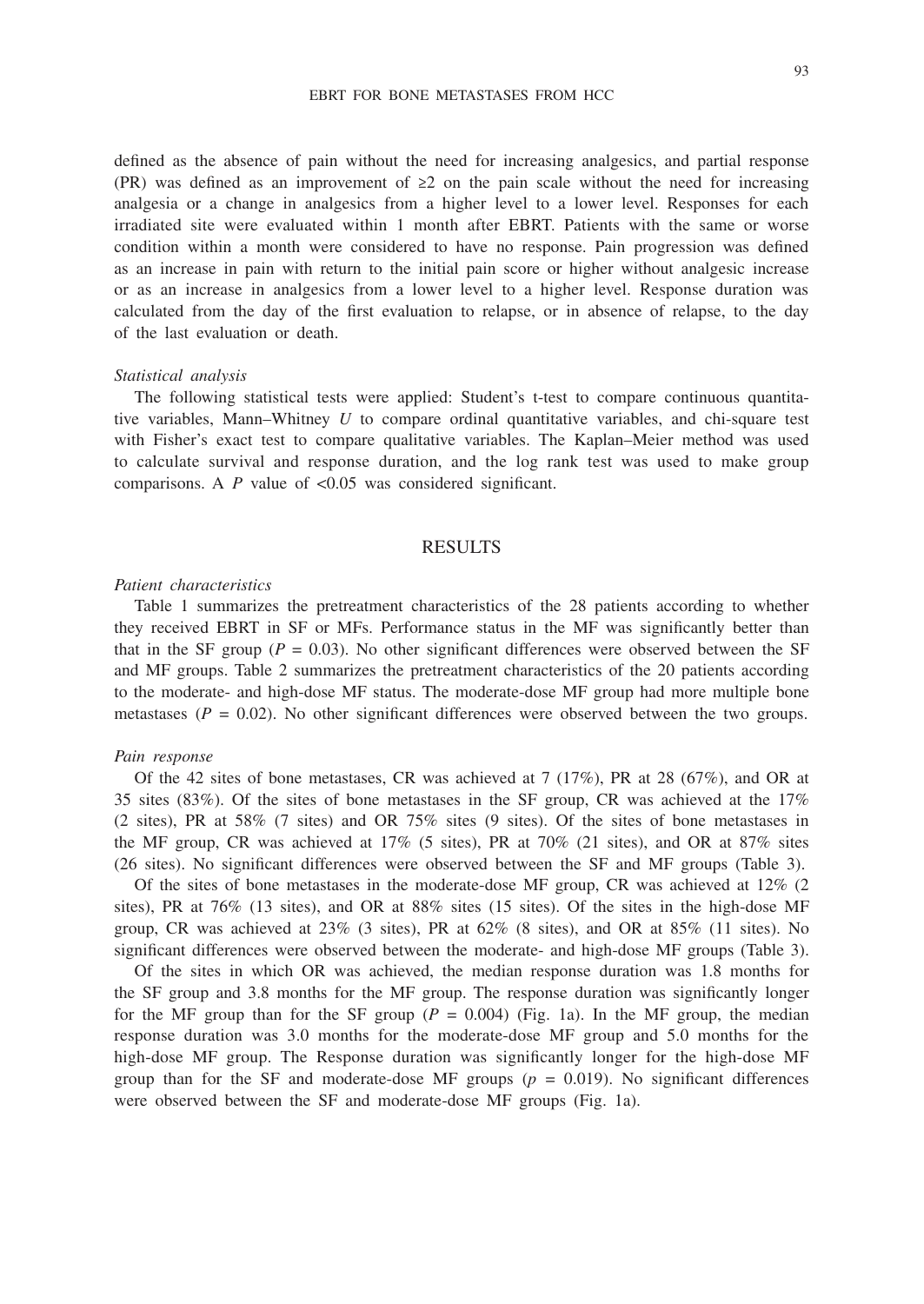defined as the absence of pain without the need for increasing analgesics, and partial response (PR) was defined as an improvement of ≥2 on the pain scale without the need for increasing analgesia or a change in analgesics from a higher level to a lower level. Responses for each irradiated site were evaluated within 1 month after EBRT. Patients with the same or worse condition within a month were considered to have no response. Pain progression was defined as an increase in pain with return to the initial pain score or higher without analgesic increase or as an increase in analgesics from a lower level to a higher level. Response duration was calculated from the day of the first evaluation to relapse, or in absence of relapse, to the day of the last evaluation or death.

*Statistical analysis*

The following statistical tests were applied: Student's t-test to compare continuous quantitative variables, Mann–Whitney *U* to compare ordinal quantitative variables, and chi-square test with Fisher's exact test to compare qualitative variables. The Kaplan–Meier method was used to calculate survival and response duration, and the log rank test was used to make group comparisons. A $P$ value of <0.05 was considered significant.

## RESULTS

*Patient characteristics*

Table 1 summarizes the pretreatment characteristics of the 28 patients according to whether they received EBRT in SF or MFs. Performance status in the MF was significantly better than that in the SF group ($P = 0.03$). No other significant differences were observed between the SF and MF groups. Table 2 summarizes the pretreatment characteristics of the 20 patients according to the moderate- and high-dose MF status. The moderate-dose MF group had more multiple bone metastases ($P = 0.02$). No other significant differences were observed between the two groups.

*Pain response*

Of the 42 sites of bone metastases, CR was achieved at 7 (17%), PR at 28 (67%), and OR at 35 sites (83%). Of the sites of bone metastases in the SF group, CR was achieved at the 17% (2 sites), PR at 58% (7 sites) and OR 75% sites (9 sites). Of the sites of bone metastases in the MF group, CR was achieved at 17% (5 sites), PR at 70% (21 sites), and OR at 87% sites (26 sites). No significant differences were observed between the SF and MF groups (Table 3).

Of the sites of bone metastases in the moderate-dose MF group, CR was achieved at 12% (2 sites), PR at 76% (13 sites), and OR at 88% sites (15 sites). Of the sites in the high-dose MF group, CR was achieved at 23% (3 sites), PR at 62% (8 sites), and OR at 85% (11 sites). No significant differences were observed between the moderate- and high-dose MF groups (Table 3).

Of the sites in which OR was achieved, the median response duration was 1.8 months for the SF group and 3.8 months for the MF group. The response duration was significantly longer for the MF group than for the SF group ($P = 0.004$) (Fig. 1a). In the MF group, the median response duration was 3.0 months for the moderate-dose MF group and 5.0 months for the high-dose MF group. The Response duration was significantly longer for the high-dose MF group than for the SF and moderate-dose MF groups ($p = 0.019$). No significant differences were observed between the SF and moderate-dose MF groups (Fig. 1a).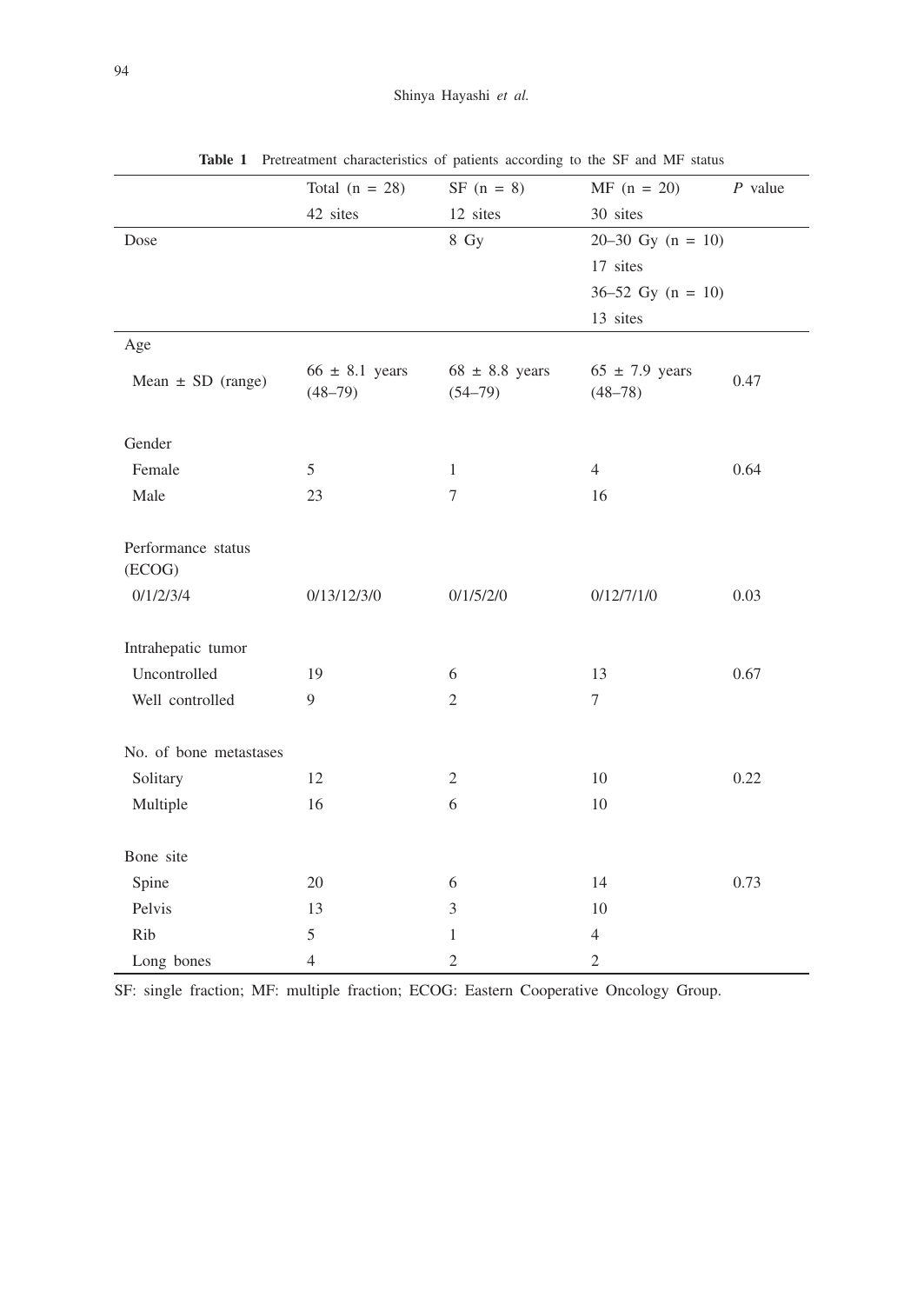**Table 1** Pretreatment characteristics of patients according to the SF and MF status

| | Total (n = 28) 42 sites | SF (n = 8) 12 sites | MF (n = 20) 30 sites | *P* value |
|---|---|---|---|---|
| Dose | | 8 Gy | 20–30 Gy (n = 10) 17 sites | |
| | | | 36–52 Gy (n = 10) 13 sites | |
| Age | | | | |
| Mean ± SD (range) | 66 ± 8.1 years (48–79) | 68 ± 8.8 years (54–79) | 65 ± 7.9 years (48–78) | 0.47 |
| Gender | | | | |
| Female | 5 | 1 | 4 | 0.64 |
| Male | 23 | 7 | 16 | |
| Performance status (ECOG) | | | | |
| 0/1/2/3/4 | 0/13/12/3/0 | 0/1/5/2/0 | 0/12/7/1/0 | 0.03 |
| Intrahepatic tumor | | | | |
| Uncontrolled | 19 | 6 | 13 | 0.67 |
| Well controlled | 9 | 2 | 7 | |
| No. of bone metastases | | | | |
| Solitary | 12 | 2 | 10 | 0.22 |
| Multiple | 16 | 6 | 10 | |
| Bone site | | | | |
| Spine | 20 | 6 | 14 | 0.73 |
| Pelvis | 13 | 3 | 10 | |
| Rib | 5 | 1 | 4 | |
| Long bones | 4 | 2 | 2 | |

SF: single fraction; MF: multiple fraction; ECOG: Eastern Cooperative Oncology Group.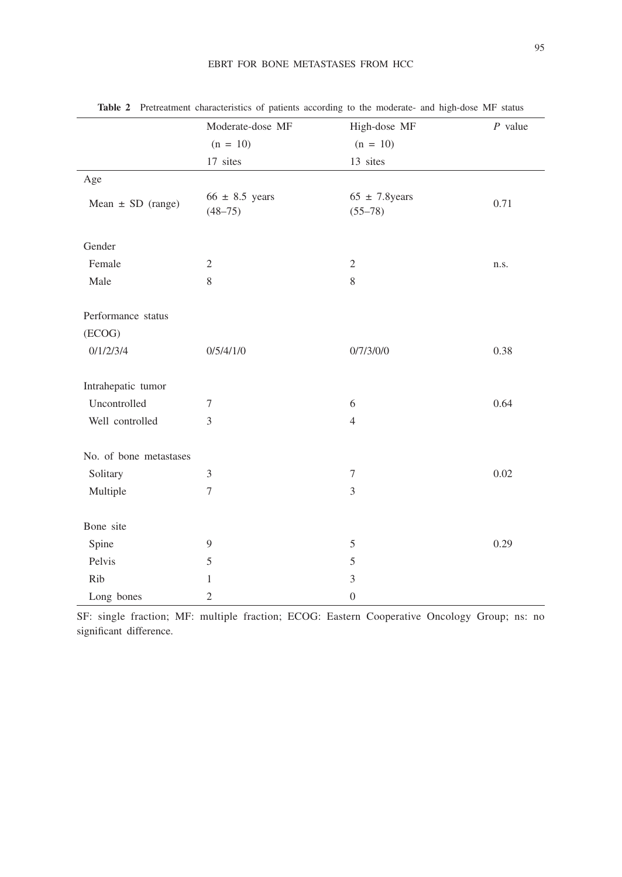**Table 2** Pretreatment characteristics of patients according to the moderate- and high-dose MF status

| | Moderate-dose MF (n = 10) 17 sites | High-dose MF (n = 10) 13 sites | *P* value |
|---|---|---|---|
| Age | | | |
| Mean ± SD (range) | 66 ± 8.5 years (48–75) | 65 ± 7.8years (55–78) | 0.71 |
| Gender | | | |
| Female | 2 | 2 | n.s. |
| Male | 8 | 8 | |
| Performance status (ECOG) | | | |
| 0/1/2/3/4 | 0/5/4/1/0 | 0/7/3/0/0 | 0.38 |
| Intrahepatic tumor | | | |
| Uncontrolled | 7 | 6 | 0.64 |
| Well controlled | 3 | 4 | |
| No. of bone metastases | | | |
| Solitary | 3 | 7 | 0.02 |
| Multiple | 7 | 3 | |
| Bone site | | | |
| Spine | 9 | 5 | 0.29 |
| Pelvis | 5 | 5 | |
| Rib | 1 | 3 | |
| Long bones | 2 | 0 | |

SF: single fraction; MF: multiple fraction; ECOG: Eastern Cooperative Oncology Group; ns: no significant difference.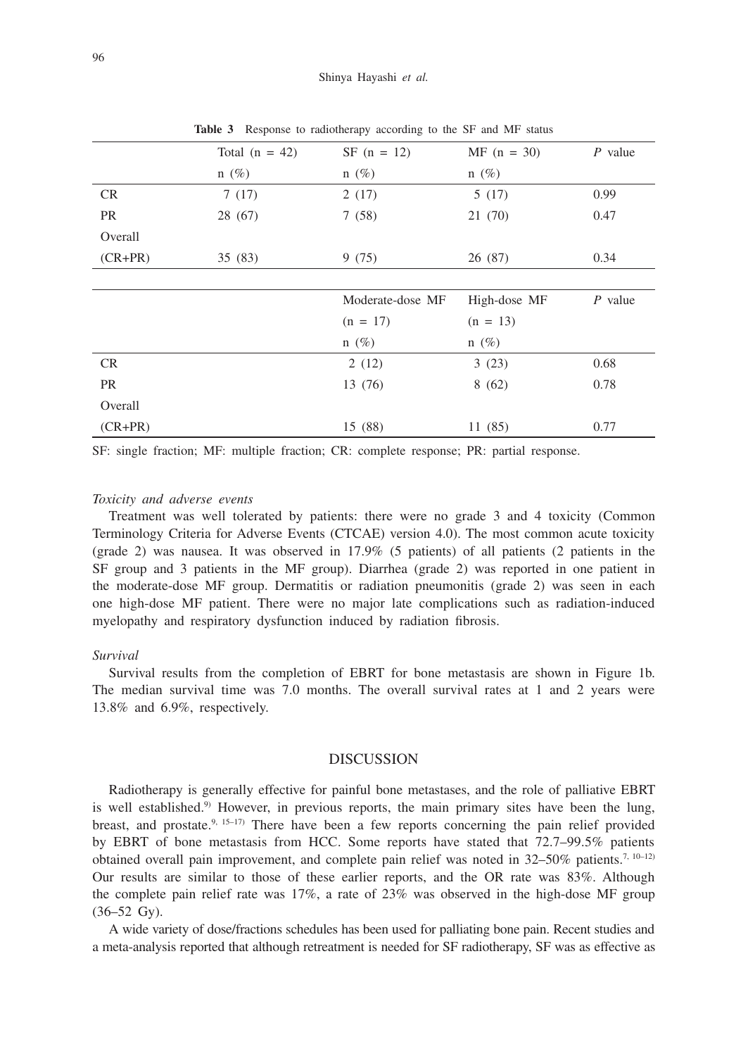**Table 3** Response to radiotherapy according to the SF and MF status

| | Total (n = 42) | SF (n = 12) | MF (n = 30) | *P* value |
|---|---|---|---|---|
| | n (%) | n (%) | n (%) | |
| CR | 7 (17) | 2 (17) | 5 (17) | 0.99 |
| PR | 28 (67) | 7 (58) | 21 (70) | 0.47 |
| Overall (CR+PR) | 35 (83) | 9 (75) | 26 (87) | 0.34 |
| | | Moderate-dose MF (n = 17) | High-dose MF (n = 13) | *P* value |
| | | n (%) | n (%) | |
| CR | | 2 (12) | 3 (23) | 0.68 |
| PR | | 13 (76) | 8 (62) | 0.78 |
| Overall (CR+PR) | | 15 (88) | 11 (85) | 0.77 |

SF: single fraction; MF: multiple fraction; CR: complete response; PR: partial response.

*Toxicity and adverse events*

Treatment was well tolerated by patients: there were no grade 3 and 4 toxicity (Common Terminology Criteria for Adverse Events (CTCAE) version 4.0). The most common acute toxicity (grade 2) was nausea. It was observed in 17.9% (5 patients) of all patients (2 patients in the SF group and 3 patients in the MF group). Diarrhea (grade 2) was reported in one patient in the moderate-dose MF group. Dermatitis or radiation pneumonitis (grade 2) was seen in each one high-dose MF patient. There were no major late complications such as radiation-induced myelopathy and respiratory dysfunction induced by radiation fibrosis.

*Survival*

Survival results from the completion of EBRT for bone metastasis are shown in Figure 1b. The median survival time was 7.0 months. The overall survival rates at 1 and 2 years were 13.8% and 6.9%, respectively.

## DISCUSSION

Radiotherapy is generally effective for painful bone metastases, and the role of palliative EBRT is well established.[9] However, in previous reports, the main primary sites have been the lung, breast, and prostate.[9, 15–17] There have been a few reports concerning the pain relief provided by EBRT of bone metastasis from HCC. Some reports have stated that 72.7–99.5% patients obtained overall pain improvement, and complete pain relief was noted in 32–50% patients.[7, 10–12] Our results are similar to those of these earlier reports, and the OR rate was 83%. Although the complete pain relief rate was 17%, a rate of 23% was observed in the high-dose MF group (36–52 Gy).

A wide variety of dose/fractions schedules has been used for palliating bone pain. Recent studies and a meta-analysis reported that although retreatment is needed for SF radiotherapy, SF was as effective as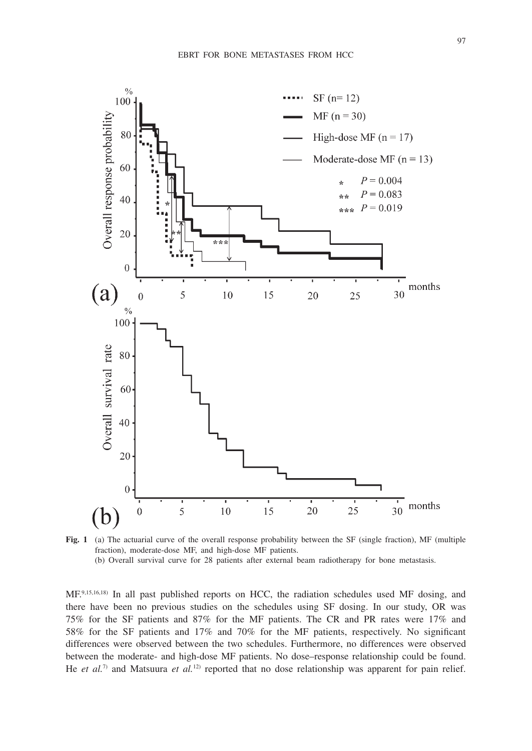**Fig. 1** (a) The actuarial curve of the overall response probability between the SF (single fraction), MF (multiple fraction), moderate-dose MF, and high-dose MF patients.
(b) Overall survival curve for 28 patients after external beam radiotherapy for bone metastasis.

MF.[9,15,16,18] In all past published reports on HCC, the radiation schedules used MF dosing, and there have been no previous studies on the schedules using SF dosing. In our study, OR was 75% for the SF patients and 87% for the MF patients. The CR and PR rates were 17% and 58% for the SF patients and 17% and 70% for the MF patients, respectively. No significant differences were observed between the two schedules. Furthermore, no differences were observed between the moderate- and high-dose MF patients. No dose–response relationship could be found. He *et al.*[7] and Matsuura *et al.*[12] reported that no dose relationship was apparent for pain relief.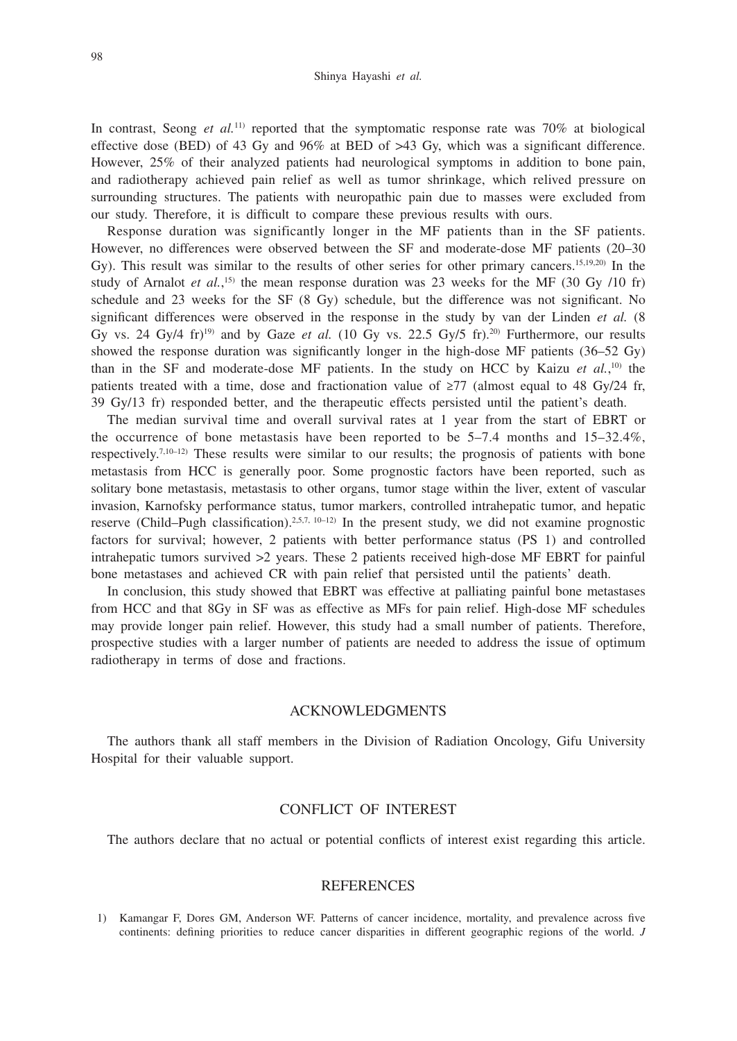In contrast, Seong *et al.*[11] reported that the symptomatic response rate was 70% at biological effective dose (BED) of 43 Gy and 96% at BED of >43 Gy, which was a significant difference. However, 25% of their analyzed patients had neurological symptoms in addition to bone pain, and radiotherapy achieved pain relief as well as tumor shrinkage, which relived pressure on surrounding structures. The patients with neuropathic pain due to masses were excluded from our study. Therefore, it is difficult to compare these previous results with ours.

Response duration was significantly longer in the MF patients than in the SF patients. However, no differences were observed between the SF and moderate-dose MF patients (20–30 Gy). This result was similar to the results of other series for other primary cancers.[15,19,20] In the study of Arnalot *et al.*,[15] the mean response duration was 23 weeks for the MF (30 Gy /10 fr) schedule and 23 weeks for the SF (8 Gy) schedule, but the difference was not significant. No significant differences were observed in the response in the study by van der Linden *et al.* (8 Gy vs. 24 Gy/4 fr)[19] and by Gaze *et al.* (10 Gy vs. 22.5 Gy/5 fr).[20] Furthermore, our results showed the response duration was significantly longer in the high-dose MF patients (36–52 Gy) than in the SF and moderate-dose MF patients. In the study on HCC by Kaizu *et al.*,[10] the patients treated with a time, dose and fractionation value of ≥77 (almost equal to 48 Gy/24 fr, 39 Gy/13 fr) responded better, and the therapeutic effects persisted until the patient's death.

The median survival time and overall survival rates at 1 year from the start of EBRT or the occurrence of bone metastasis have been reported to be 5–7.4 months and 15–32.4%, respectively.[7,10–12] These results were similar to our results; the prognosis of patients with bone metastasis from HCC is generally poor. Some prognostic factors have been reported, such as solitary bone metastasis, metastasis to other organs, tumor stage within the liver, extent of vascular invasion, Karnofsky performance status, tumor markers, controlled intrahepatic tumor, and hepatic reserve (Child–Pugh classification).[2,5,7, 10–12] In the present study, we did not examine prognostic factors for survival; however, 2 patients with better performance status (PS 1) and controlled intrahepatic tumors survived >2 years. These 2 patients received high-dose MF EBRT for painful bone metastases and achieved CR with pain relief that persisted until the patients' death.

In conclusion, this study showed that EBRT was effective at palliating painful bone metastases from HCC and that 8Gy in SF was as effective as MFs for pain relief. High-dose MF schedules may provide longer pain relief. However, this study had a small number of patients. Therefore, prospective studies with a larger number of patients are needed to address the issue of optimum radiotherapy in terms of dose and fractions.

## ACKNOWLEDGMENTS

The authors thank all staff members in the Division of Radiation Oncology, Gifu University Hospital for their valuable support.

## CONFLICT OF INTEREST

The authors declare that no actual or potential conflicts of interest exist regarding this article.

## REFERENCES

1) Kamangar F, Dores GM, Anderson WF. Patterns of cancer incidence, mortality, and prevalence across five continents: defining priorities to reduce cancer disparities in different geographic regions of the world. *J*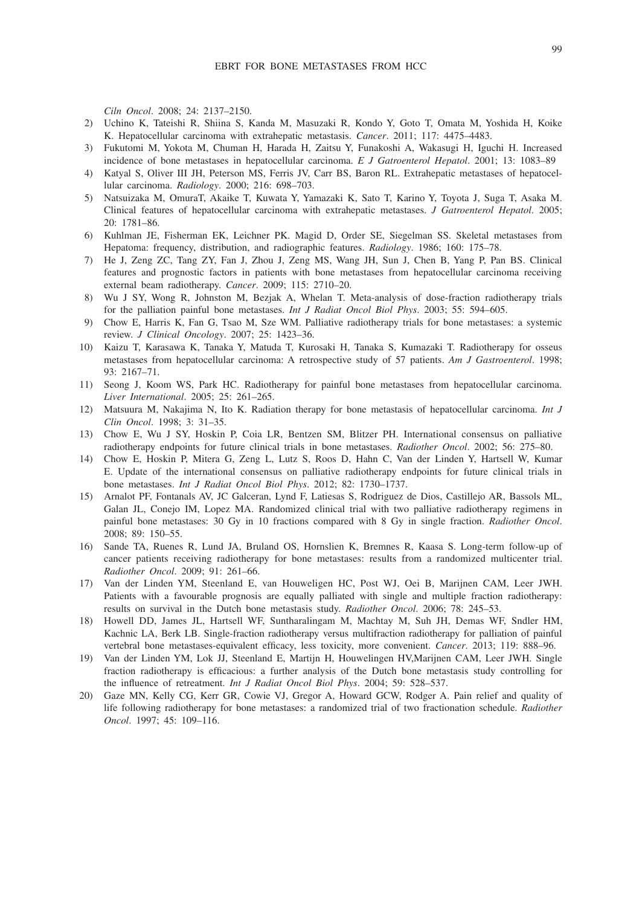*Ciln Oncol*. 2008; 24: 2137–2150.

2) Uchino K, Tateishi R, Shiina S, Kanda M, Masuzaki R, Kondo Y, Goto T, Omata M, Yoshida H, Koike K. Hepatocellular carcinoma with extrahepatic metastasis. *Cancer*. 2011; 117: 4475–4483.
3) Fukutomi M, Yokota M, Chuman H, Harada H, Zaitsu Y, Funakoshi A, Wakasugi H, Iguchi H. Increased incidence of bone metastases in hepatocellular carcinoma. *E J Gatroenterol Hepatol*. 2001; 13: 1083–89
4) Katyal S, Oliver III JH, Peterson MS, Ferris JV, Carr BS, Baron RL. Extrahepatic metastases of hepatocellular carcinoma. *Radiology*. 2000; 216: 698–703.
5) Natsuizaka M, OmuraT, Akaike T, Kuwata Y, Yamazaki K, Sato T, Karino Y, Toyota J, Suga T, Asaka M. Clinical features of hepatocellular carcinoma with extrahepatic metastases. *J Gatroenterol Hepatol*. 2005; 20: 1781–86.
6) Kuhlman JE, Fisherman EK, Leichner PK. Magid D, Order SE, Siegelman SS. Skeletal metastases from Hepatoma: frequency, distribution, and radiographic features. *Radiology*. 1986; 160: 175–78.
7) He J, Zeng ZC, Tang ZY, Fan J, Zhou J, Zeng MS, Wang JH, Sun J, Chen B, Yang P, Pan BS. Clinical features and prognostic factors in patients with bone metastases from hepatocellular carcinoma receiving external beam radiotherapy. *Cancer*. 2009; 115: 2710–20.
8) Wu J SY, Wong R, Johnston M, Bezjak A, Whelan T. Meta-analysis of dose-fraction radiotherapy trials for the palliation painful bone metastases. *Int J Radiat Oncol Biol Phys*. 2003; 55: 594–605.
9) Chow E, Harris K, Fan G, Tsao M, Sze WM. Palliative radiotherapy trials for bone metastases: a systemic review. *J Clinical Oncology*. 2007; 25: 1423–36.
10) Kaizu T, Karasawa K, Tanaka Y, Matuda T, Kurosaki H, Tanaka S, Kumazaki T. Radiotherapy for osseus metastases from hepatocellular carcinoma: A retrospective study of 57 patients. *Am J Gastroenterol*. 1998; 93: 2167–71.
11) Seong J, Koom WS, Park HC. Radiotherapy for painful bone metastases from hepatocellular carcinoma. *Liver International*. 2005; 25: 261–265.
12) Matsuura M, Nakajima N, Ito K. Radiation therapy for bone metastasis of hepatocellular carcinoma. *Int J Clin Oncol*. 1998; 3: 31–35.
13) Chow E, Wu J SY, Hoskin P, Coia LR, Bentzen SM, Blitzer PH. International consensus on palliative radiotherapy endpoints for future clinical trials in bone metastases. *Radiother Oncol*. 2002; 56: 275–80.
14) Chow E, Hoskin P, Mitera G, Zeng L, Lutz S, Roos D, Hahn C, Van der Linden Y, Hartsell W, Kumar E. Update of the international consensus on palliative radiotherapy endpoints for future clinical trials in bone metastases. *Int J Radiat Oncol Biol Phys*. 2012; 82: 1730–1737.
15) Arnalot PF, Fontanals AV, JC Galceran, Lynd F, Latiesas S, Rodriguez de Dios, Castillejo AR, Bassols ML, Galan JL, Conejo IM, Lopez MA. Randomized clinical trial with two palliative radiotherapy regimens in painful bone metastases: 30 Gy in 10 fractions compared with 8 Gy in single fraction. *Radiother Oncol*. 2008; 89: 150–55.
16) Sande TA, Ruenes R, Lund JA, Bruland OS, Hornslien K, Bremnes R, Kaasa S. Long-term follow-up of cancer patients receiving radiotherapy for bone metastases: results from a randomized multicenter trial. *Radiother Oncol*. 2009; 91: 261–66.
17) Van der Linden YM, Steenland E, van Houweligen HC, Post WJ, Oei B, Marijnen CAM, Leer JWH. Patients with a favourable prognosis are equally palliated with single and multiple fraction radiotherapy: results on survival in the Dutch bone metastasis study. *Radiother Oncol*. 2006; 78: 245–53.
18) Howell DD, James JL, Hartsell WF, Suntharalingam M, Machtay M, Suh JH, Demas WF, Sndler HM, Kachnic LA, Berk LB. Single-fraction radiotherapy versus multifraction radiotherapy for palliation of painful vertebral bone metastases-equivalent efficacy, less toxicity, more convenient. *Cancer*. 2013; 119: 888–96.
19) Van der Linden YM, Lok JJ, Steenland E, Martijn H, Houwelingen HV,Marijnen CAM, Leer JWH. Single fraction radiotherapy is efficacious: a further analysis of the Dutch bone metastasis study controlling for the influence of retreatment. *Int J Radiat Oncol Biol Phys*. 2004; 59: 528–537.
20) Gaze MN, Kelly CG, Kerr GR, Cowie VJ, Gregor A, Howard GCW, Rodger A. Pain relief and quality of life following radiotherapy for bone metastases: a randomized trial of two fractionation schedule. *Radiother Oncol*. 1997; 45: 109–116.